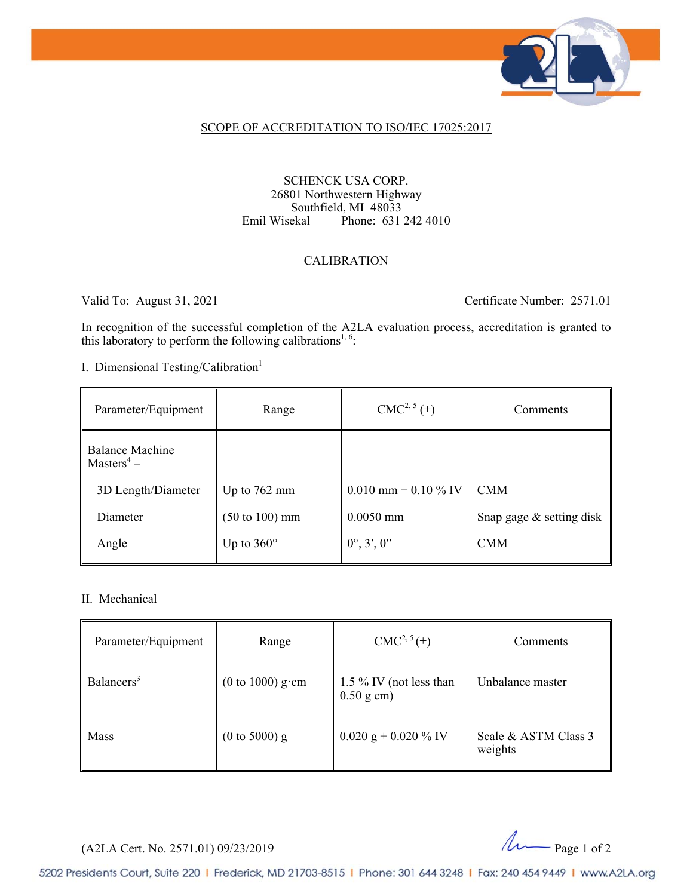## SCOPE OF ACCREDITATION TO ISO/IEC 17025:2017

SCHENCK USA CORP.
26801 Northwestern Highway
Southfield, MI 48033
Emil Wisekal Phone: 631 242 4010

CALIBRATION

Valid To: August 31, 2021 Certificate Number: 2571.01

In recognition of the successful completion of the A2LA evaluation process, accreditation is granted to this laboratory to perform the following calibrations[1, 6]:

I. Dimensional Testing/Calibration[1]

| Parameter/Equipment | Range | CMC[2, 5] (±) | Comments |
|---|---|---|---|
| Balance Machine Masters[4] – | | | |
| 3D Length/Diameter | Up to 762 mm | 0.010 mm + 0.10 % IV | CMM |
| Diameter | (50 to 100) mm | 0.0050 mm | Snap gage & setting disk |
| Angle | Up to 360° | 0°, 3′, 0″ | CMM |

II. Mechanical

| Parameter/Equipment | Range | CMC[2, 5] (±) | Comments |
|---|---|---|---|
| Balancers[3] | (0 to 1000) g·cm | 1.5 % IV (not less than 0.50 g cm) | Unbalance master |
| Mass | (0 to 5000) g | 0.020 g + 0.020 % IV | Scale & ASTM Class 3 weights |

(A2LA Cert. No. 2571.01) 09/23/2019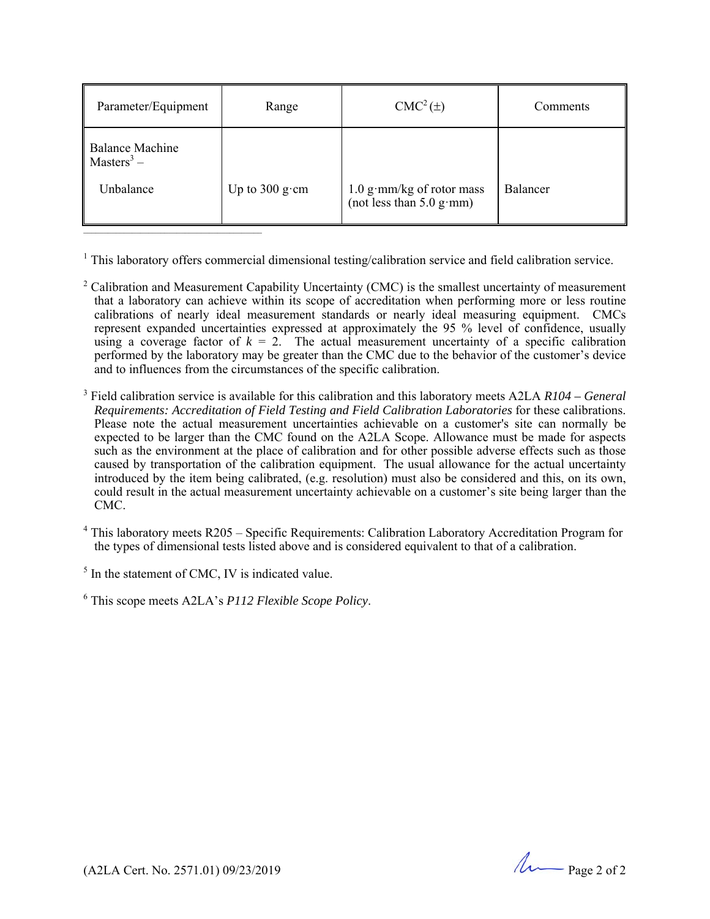| Parameter/Equipment | Range | CMC[2] (±) | Comments |
|---|---|---|---|
| Balance Machine Masters[3] – | | | |
| Unbalance | Up to 300 g·cm | 1.0 g·mm/kg of rotor mass (not less than 5.0 g·mm) | Balancer |

[1] This laboratory offers commercial dimensional testing/calibration service and field calibration service.

[2] Calibration and Measurement Capability Uncertainty (CMC) is the smallest uncertainty of measurement that a laboratory can achieve within its scope of accreditation when performing more or less routine calibrations of nearly ideal measurement standards or nearly ideal measuring equipment. CMCs represent expanded uncertainties expressed at approximately the 95 % level of confidence, usually using a coverage factor of $k = 2$. The actual measurement uncertainty of a specific calibration performed by the laboratory may be greater than the CMC due to the behavior of the customer's device and to influences from the circumstances of the specific calibration.

[3] Field calibration service is available for this calibration and this laboratory meets A2LA *R104 – General Requirements: Accreditation of Field Testing and Field Calibration Laboratories* for these calibrations. Please note the actual measurement uncertainties achievable on a customer's site can normally be expected to be larger than the CMC found on the A2LA Scope. Allowance must be made for aspects such as the environment at the place of calibration and for other possible adverse effects such as those caused by transportation of the calibration equipment. The usual allowance for the actual uncertainty introduced by the item being calibrated, (e.g. resolution) must also be considered and this, on its own, could result in the actual measurement uncertainty achievable on a customer's site being larger than the CMC.

[4] This laboratory meets R205 – Specific Requirements: Calibration Laboratory Accreditation Program for the types of dimensional tests listed above and is considered equivalent to that of a calibration.

[5] In the statement of CMC, IV is indicated value.

[6] This scope meets A2LA's *P112 Flexible Scope Policy*.

(A2LA Cert. No. 2571.01) 09/23/2019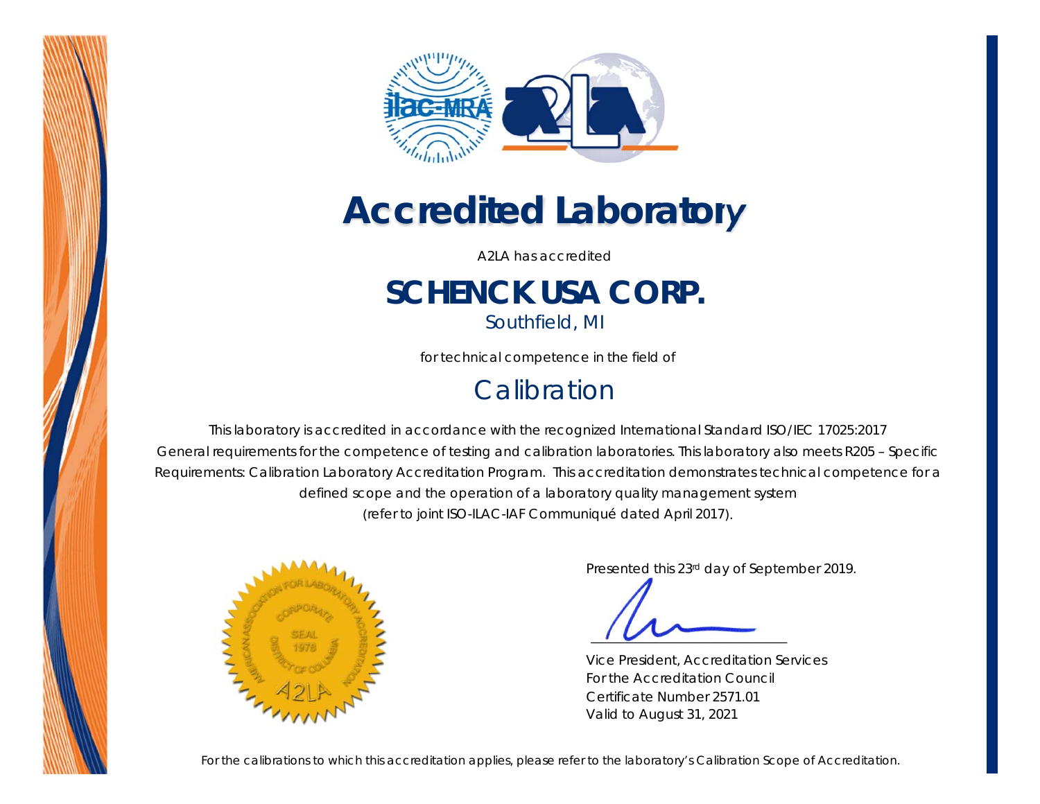# Accredited Laboratory

A2LA has accredited

## SCHENCK USA CORP.

Southfield, MI

for technical competence in the field of

## Calibration

This laboratory is accredited in accordance with the recognized International Standard ISO/IEC 17025:2017 General requirements for the competence of testing and calibration laboratories. This laboratory also meets R205 – Specific Requirements: Calibration Laboratory Accreditation Program. This accreditation demonstrates technical competence for a defined scope and the operation of a laboratory quality management system (refer to joint ISO-ILAC-IAF Communiqué dated April 2017).

Presented this 23rd day of September 2019.

Vice President, Accreditation Services
For the Accreditation Council
Certificate Number 2571.01
Valid to August 31, 2021

For the calibrations to which this accreditation applies, please refer to the laboratory's Calibration Scope of Accreditation.